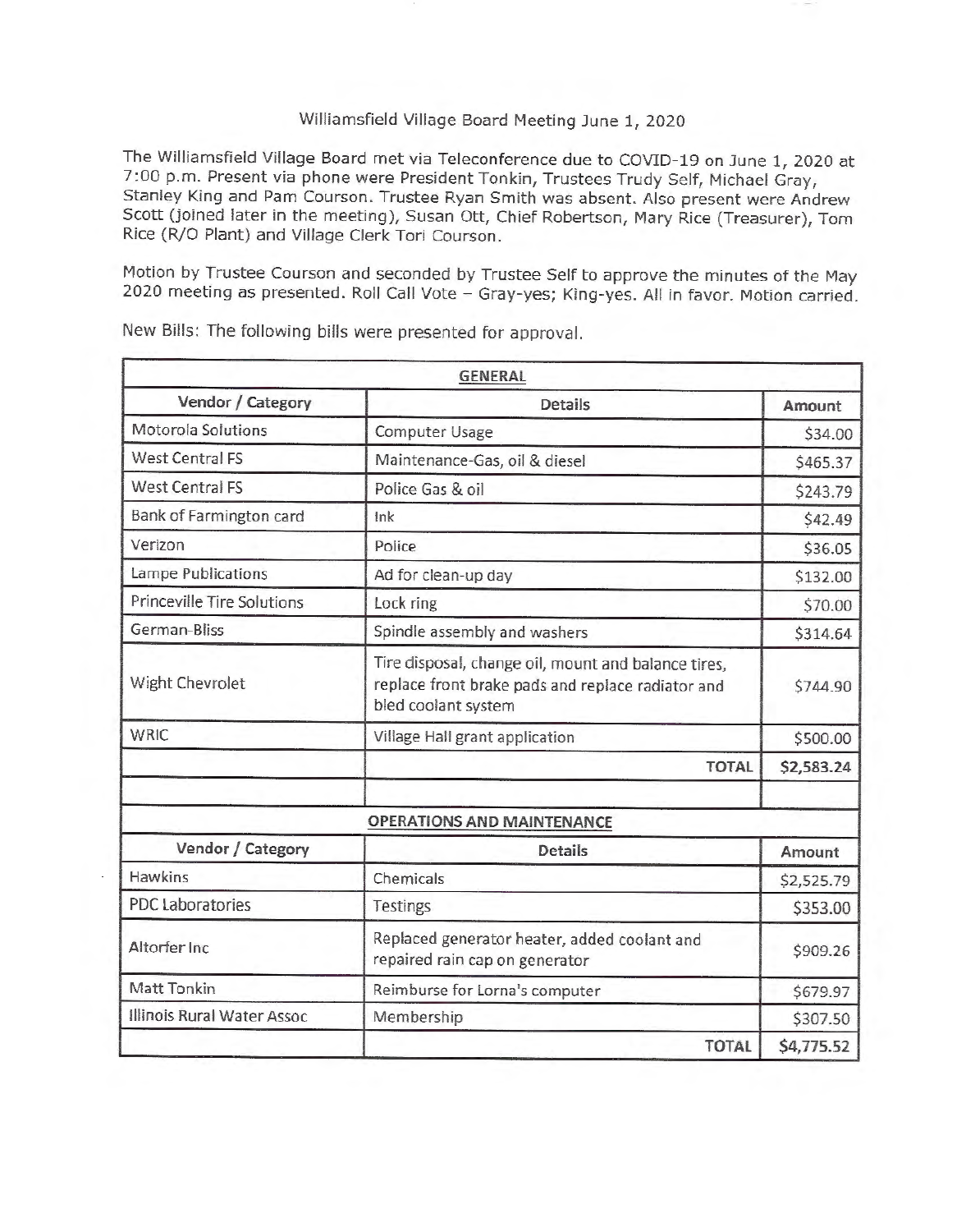# Williamsfield Village Board Meeting June 1, 2020

The Williamsfield Village Board met via Teleconference due to COVID-19 on June 1, 2020 at 7:00 p.m. Present via phone were President Tonkin, Trustees Trudy Self, Michael Gray, Stanley King and Pam Courson. Trustee Ryan Smith was absent. Also present were Andrew Scott (joined later in the meeting), Susan Ott, Chief Robertson, Mary Rice (Treasurer), Tom Rice (R/O Plant) and Village Clerk Tori Courson.

Motion by Trustee Courson and seconded by Trustee Self to approve the minutes of the May 2020 meeting as presented. Roll Call Vote – Gray-yes; King-yes. All in favor. Motion carried.

New Bills: The following bills were presented for approval.

| **GENERAL** | | |
|---|---|---|
| **Vendor / Category** | **Details** | **Amount** |
| Motorola Solutions | Computer Usage | $34.00 |
| West Central FS | Maintenance-Gas, oil & diesel | $465.37 |
| West Central FS | Police Gas & oil | $243.79 |
| Bank of Farmington card | Ink | $42.49 |
| Verizon | Police | $36.05 |
| Lampe Publications | Ad for clean-up day | $132.00 |
| Princeville Tire Solutions | Lock ring | $70.00 |
| German-Bliss | Spindle assembly and washers | $314.64 |
| Wight Chevrolet | Tire disposal, change oil, mount and balance tires, replace front brake pads and replace radiator and bled coolant system | $744.90 |
| WRIC | Village Hall grant application | $500.00 |
| | **TOTAL** | **$2,583.24** |

| **OPERATIONS AND MAINTENANCE** | | |
|---|---|---|
| **Vendor / Category** | **Details** | **Amount** |
| Hawkins | Chemicals | $2,525.79 |
| PDC Laboratories | Testings | $353.00 |
| Altorfer Inc | Replaced generator heater, added coolant and repaired rain cap on generator | $909.26 |
| Matt Tonkin | Reimburse for Lorna's computer | $679.97 |
| Illinois Rural Water Assoc | Membership | $307.50 |
| | **TOTAL** | **$4,775.52** |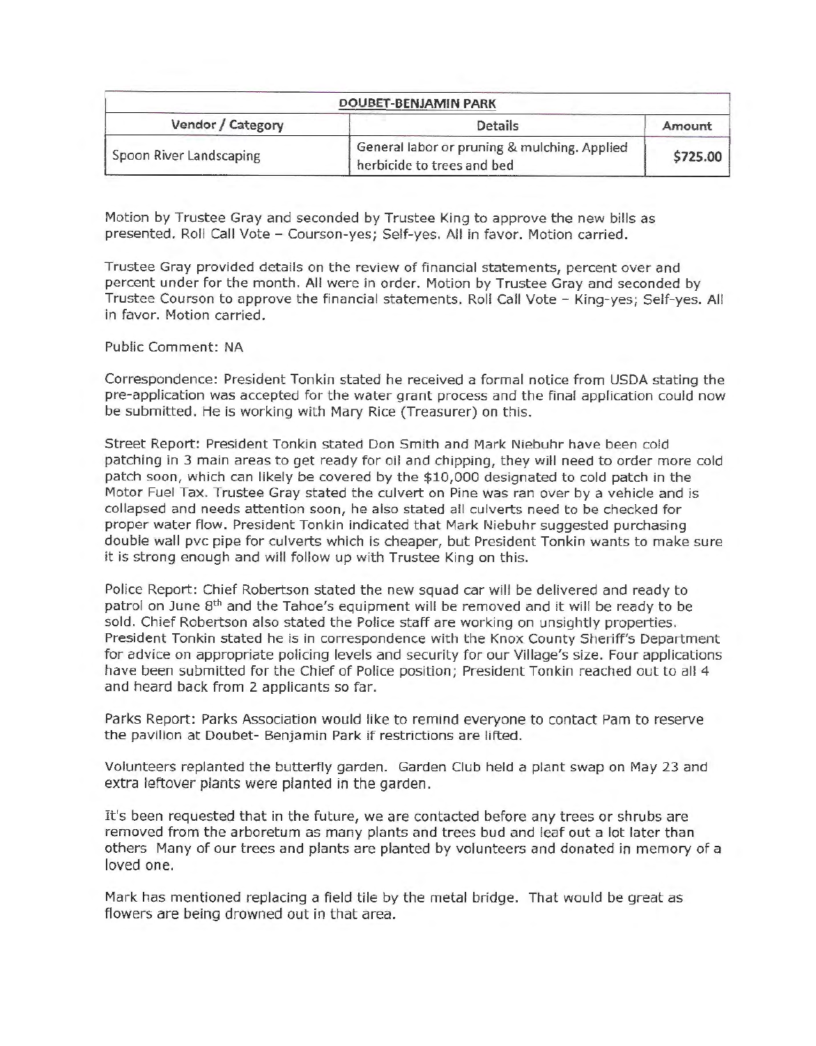| DOUBET-BENJAMIN PARK | | |
|---|---|---|
| **Vendor / Category** | **Details** | **Amount** |
| Spoon River Landscaping | General labor or pruning & mulching. Applied herbicide to trees and bed | **$725.00** |

Motion by Trustee Gray and seconded by Trustee King to approve the new bills as presented. Roll Call Vote – Courson-yes; Self-yes. All in favor. Motion carried.

Trustee Gray provided details on the review of financial statements, percent over and percent under for the month. All were in order. Motion by Trustee Gray and seconded by Trustee Courson to approve the financial statements. Roll Call Vote – King-yes; Self-yes. All in favor. Motion carried.

Public Comment: NA

Correspondence: President Tonkin stated he received a formal notice from USDA stating the pre-application was accepted for the water grant process and the final application could now be submitted. He is working with Mary Rice (Treasurer) on this.

Street Report: President Tonkin stated Don Smith and Mark Niebuhr have been cold patching in 3 main areas to get ready for oil and chipping, they will need to order more cold patch soon, which can likely be covered by the $10,000 designated to cold patch in the Motor Fuel Tax. Trustee Gray stated the culvert on Pine was ran over by a vehicle and is collapsed and needs attention soon, he also stated all culverts need to be checked for proper water flow. President Tonkin indicated that Mark Niebuhr suggested purchasing double wall pvc pipe for culverts which is cheaper, but President Tonkin wants to make sure it is strong enough and will follow up with Trustee King on this.

Police Report: Chief Robertson stated the new squad car will be delivered and ready to patrol on June 8th and the Tahoe's equipment will be removed and it will be ready to be sold. Chief Robertson also stated the Police staff are working on unsightly properties. President Tonkin stated he is in correspondence with the Knox County Sheriff's Department for advice on appropriate policing levels and security for our Village's size. Four applications have been submitted for the Chief of Police position; President Tonkin reached out to all 4 and heard back from 2 applicants so far.

Parks Report: Parks Association would like to remind everyone to contact Pam to reserve the pavilion at Doubet- Benjamin Park if restrictions are lifted.

Volunteers replanted the butterfly garden. Garden Club held a plant swap on May 23 and extra leftover plants were planted in the garden.

It's been requested that in the future, we are contacted before any trees or shrubs are removed from the arboretum as many plants and trees bud and leaf out a lot later than others Many of our trees and plants are planted by volunteers and donated in memory of a loved one.

Mark has mentioned replacing a field tile by the metal bridge. That would be great as flowers are being drowned out in that area.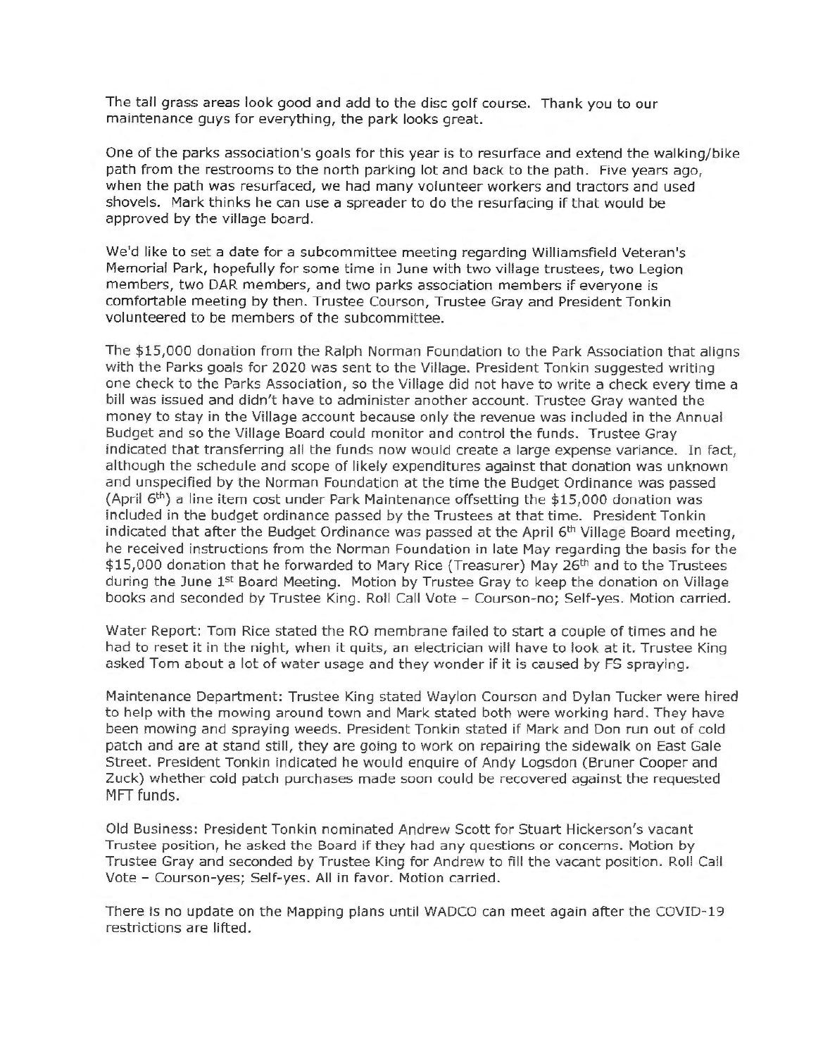The tall grass areas look good and add to the disc golf course. Thank you to our maintenance guys for everything, the park looks great.

One of the parks association's goals for this year is to resurface and extend the walking/bike path from the restrooms to the north parking lot and back to the path. Five years ago, when the path was resurfaced, we had many volunteer workers and tractors and used shovels. Mark thinks he can use a spreader to do the resurfacing if that would be approved by the village board.

We'd like to set a date for a subcommittee meeting regarding Williamsfield Veteran's Memorial Park, hopefully for some time in June with two village trustees, two Legion members, two DAR members, and two parks association members if everyone is comfortable meeting by then. Trustee Courson, Trustee Gray and President Tonkin volunteered to be members of the subcommittee.

The $15,000 donation from the Ralph Norman Foundation to the Park Association that aligns with the Parks goals for 2020 was sent to the Village. President Tonkin suggested writing one check to the Parks Association, so the Village did not have to write a check every time a bill was issued and didn't have to administer another account. Trustee Gray wanted the money to stay in the Village account because only the revenue was included in the Annual Budget and so the Village Board could monitor and control the funds. Trustee Gray indicated that transferring all the funds now would create a large expense variance. In fact, although the schedule and scope of likely expenditures against that donation was unknown and unspecified by the Norman Foundation at the time the Budget Ordinance was passed (April 6th) a line item cost under Park Maintenance offsetting the $15,000 donation was included in the budget ordinance passed by the Trustees at that time. President Tonkin indicated that after the Budget Ordinance was passed at the April 6th Village Board meeting, he received instructions from the Norman Foundation in late May regarding the basis for the $15,000 donation that he forwarded to Mary Rice (Treasurer) May 26th and to the Trustees during the June 1st Board Meeting. Motion by Trustee Gray to keep the donation on Village books and seconded by Trustee King. Roll Call Vote – Courson-no; Self-yes. Motion carried.

Water Report: Tom Rice stated the RO membrane failed to start a couple of times and he had to reset it in the night, when it quits, an electrician will have to look at it. Trustee King asked Tom about a lot of water usage and they wonder if it is caused by FS spraying.

Maintenance Department: Trustee King stated Waylon Courson and Dylan Tucker were hired to help with the mowing around town and Mark stated both were working hard. They have been mowing and spraying weeds. President Tonkin stated if Mark and Don run out of cold patch and are at stand still, they are going to work on repairing the sidewalk on East Gale Street. President Tonkin indicated he would enquire of Andy Logsdon (Bruner Cooper and Zuck) whether cold patch purchases made soon could be recovered against the requested MFT funds.

Old Business: President Tonkin nominated Andrew Scott for Stuart Hickerson's vacant Trustee position, he asked the Board if they had any questions or concerns. Motion by Trustee Gray and seconded by Trustee King for Andrew to fill the vacant position. Roll Call Vote – Courson-yes; Self-yes. All in favor. Motion carried.

There is no update on the Mapping plans until WADCO can meet again after the COVID-19 restrictions are lifted.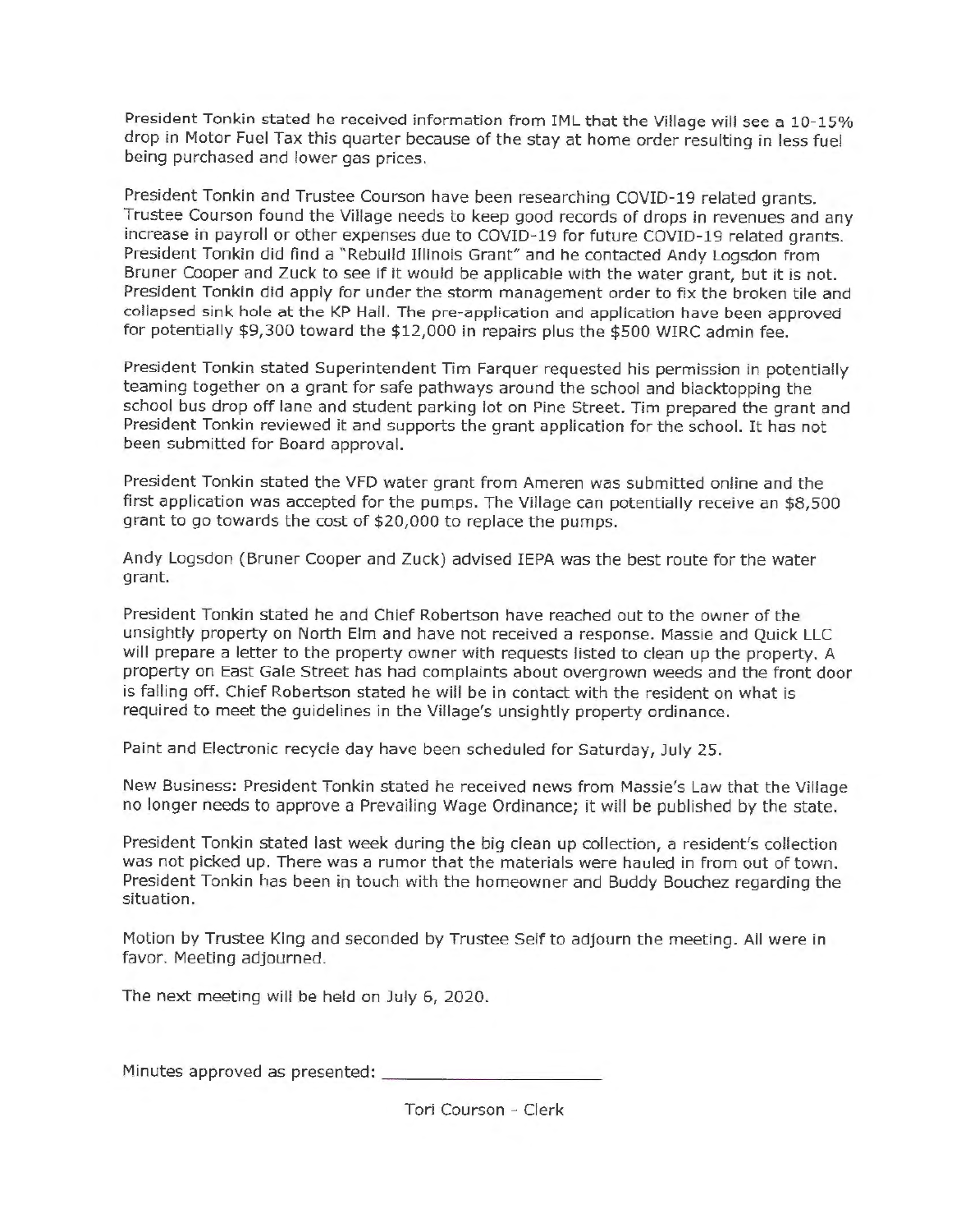President Tonkin stated he received information from IML that the Village will see a 10-15% drop in Motor Fuel Tax this quarter because of the stay at home order resulting in less fuel being purchased and lower gas prices.

President Tonkin and Trustee Courson have been researching COVID-19 related grants. Trustee Courson found the Village needs to keep good records of drops in revenues and any increase in payroll or other expenses due to COVID-19 for future COVID-19 related grants. President Tonkin did find a "Rebuild Illinois Grant" and he contacted Andy Logsdon from Bruner Cooper and Zuck to see if it would be applicable with the water grant, but it is not. President Tonkin did apply for under the storm management order to fix the broken tile and collapsed sink hole at the KP Hall. The pre-application and application have been approved for potentially $9,300 toward the $12,000 in repairs plus the $500 WIRC admin fee.

President Tonkin stated Superintendent Tim Farquer requested his permission in potentially teaming together on a grant for safe pathways around the school and blacktopping the school bus drop off lane and student parking lot on Pine Street. Tim prepared the grant and President Tonkin reviewed it and supports the grant application for the school. It has not been submitted for Board approval.

President Tonkin stated the VFD water grant from Ameren was submitted online and the first application was accepted for the pumps. The Village can potentially receive an $8,500 grant to go towards the cost of $20,000 to replace the pumps.

Andy Logsdon (Bruner Cooper and Zuck) advised IEPA was the best route for the water grant.

President Tonkin stated he and Chief Robertson have reached out to the owner of the unsightly property on North Elm and have not received a response. Massie and Quick LLC will prepare a letter to the property owner with requests listed to clean up the property. A property on East Gale Street has had complaints about overgrown weeds and the front door is falling off. Chief Robertson stated he will be in contact with the resident on what is required to meet the guidelines in the Village's unsightly property ordinance.

Paint and Electronic recycle day have been scheduled for Saturday, July 25.

New Business: President Tonkin stated he received news from Massie's Law that the Village no longer needs to approve a Prevailing Wage Ordinance; it will be published by the state.

President Tonkin stated last week during the big clean up collection, a resident's collection was not picked up. There was a rumor that the materials were hauled in from out of town. President Tonkin has been in touch with the homeowner and Buddy Bouchez regarding the situation.

Motion by Trustee King and seconded by Trustee Self to adjourn the meeting. All were in favor. Meeting adjourned.

The next meeting will be held on July 6, 2020.

Minutes approved as presented: ______________________

Tori Courson - Clerk